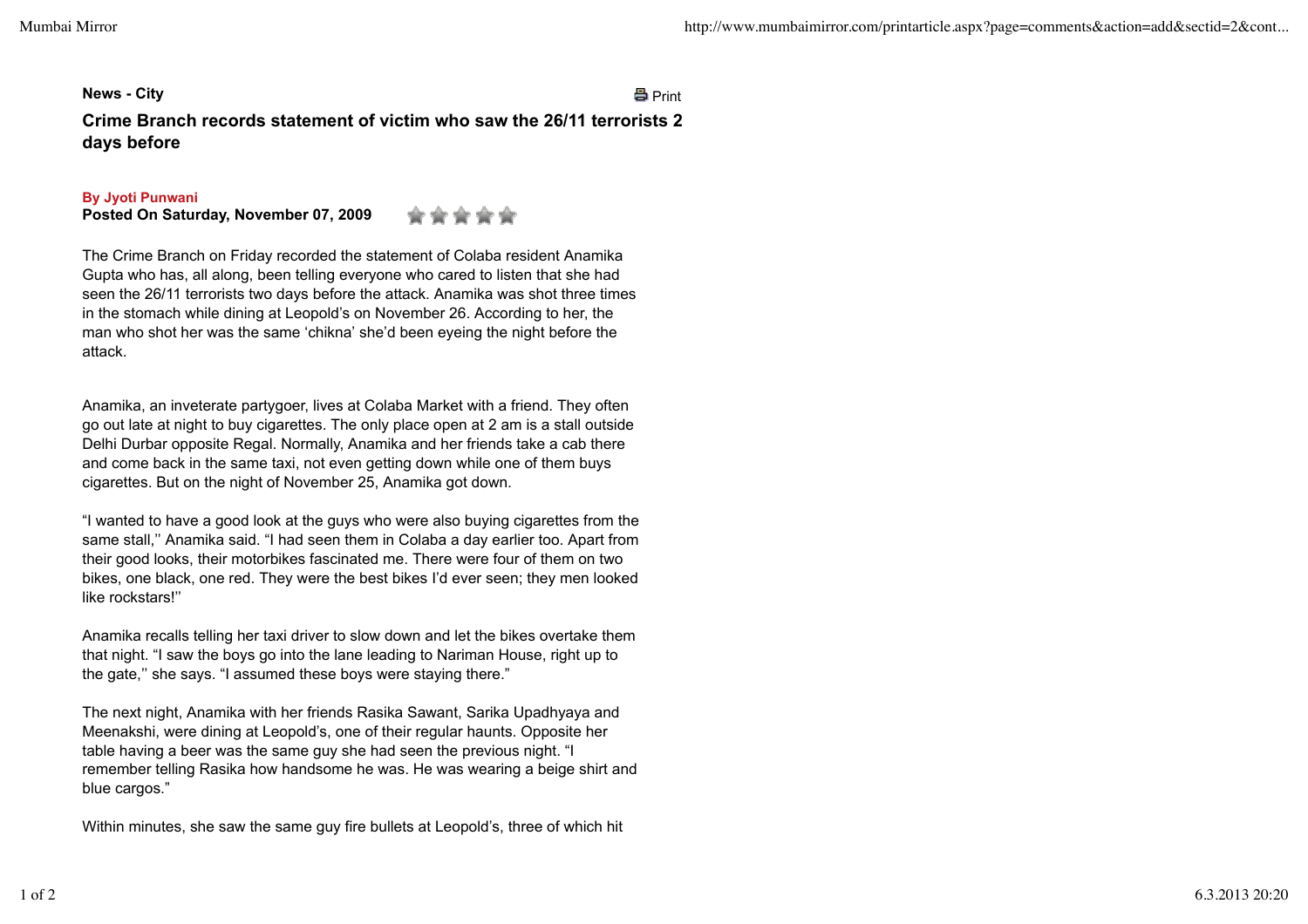**News - City**

# Crime Branch records statement of victim who saw the 26/11 terrorists 2 days before

**By Jyoti Punwani**
**Posted On Saturday, November 07, 2009**

The Crime Branch on Friday recorded the statement of Colaba resident Anamika Gupta who has, all along, been telling everyone who cared to listen that she had seen the 26/11 terrorists two days before the attack. Anamika was shot three times in the stomach while dining at Leopold's on November 26. According to her, the man who shot her was the same 'chikna' she'd been eyeing the night before the attack.

Anamika, an inveterate partygoer, lives at Colaba Market with a friend. They often go out late at night to buy cigarettes. The only place open at 2 am is a stall outside Delhi Durbar opposite Regal. Normally, Anamika and her friends take a cab there and come back in the same taxi, not even getting down while one of them buys cigarettes. But on the night of November 25, Anamika got down.

"I wanted to have a good look at the guys who were also buying cigarettes from the same stall,'' Anamika said. "I had seen them in Colaba a day earlier too. Apart from their good looks, their motorbikes fascinated me. There were four of them on two bikes, one black, one red. They were the best bikes I'd ever seen; they men looked like rockstars!''

Anamika recalls telling her taxi driver to slow down and let the bikes overtake them that night. "I saw the boys go into the lane leading to Nariman House, right up to the gate,'' she says. "I assumed these boys were staying there."

The next night, Anamika with her friends Rasika Sawant, Sarika Upadhyaya and Meenakshi, were dining at Leopold's, one of their regular haunts. Opposite her table having a beer was the same guy she had seen the previous night. "I remember telling Rasika how handsome he was. He was wearing a beige shirt and blue cargos."

Within minutes, she saw the same guy fire bullets at Leopold's, three of which hit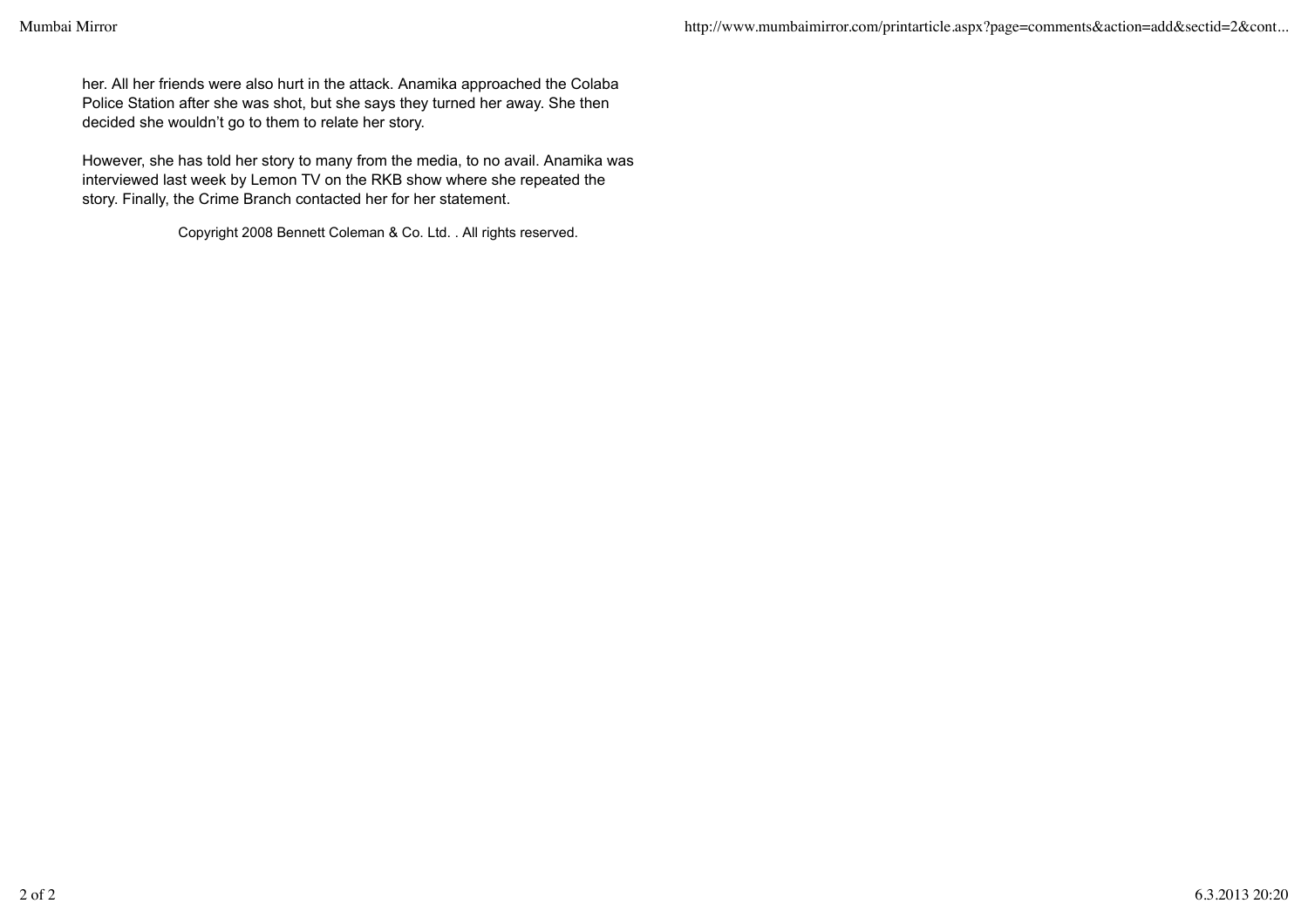her. All her friends were also hurt in the attack. Anamika approached the Colaba Police Station after she was shot, but she says they turned her away. She then decided she wouldn't go to them to relate her story.

However, she has told her story to many from the media, to no avail. Anamika was interviewed last week by Lemon TV on the RKB show where she repeated the story. Finally, the Crime Branch contacted her for her statement.

Copyright 2008 Bennett Coleman & Co. Ltd. . All rights reserved.